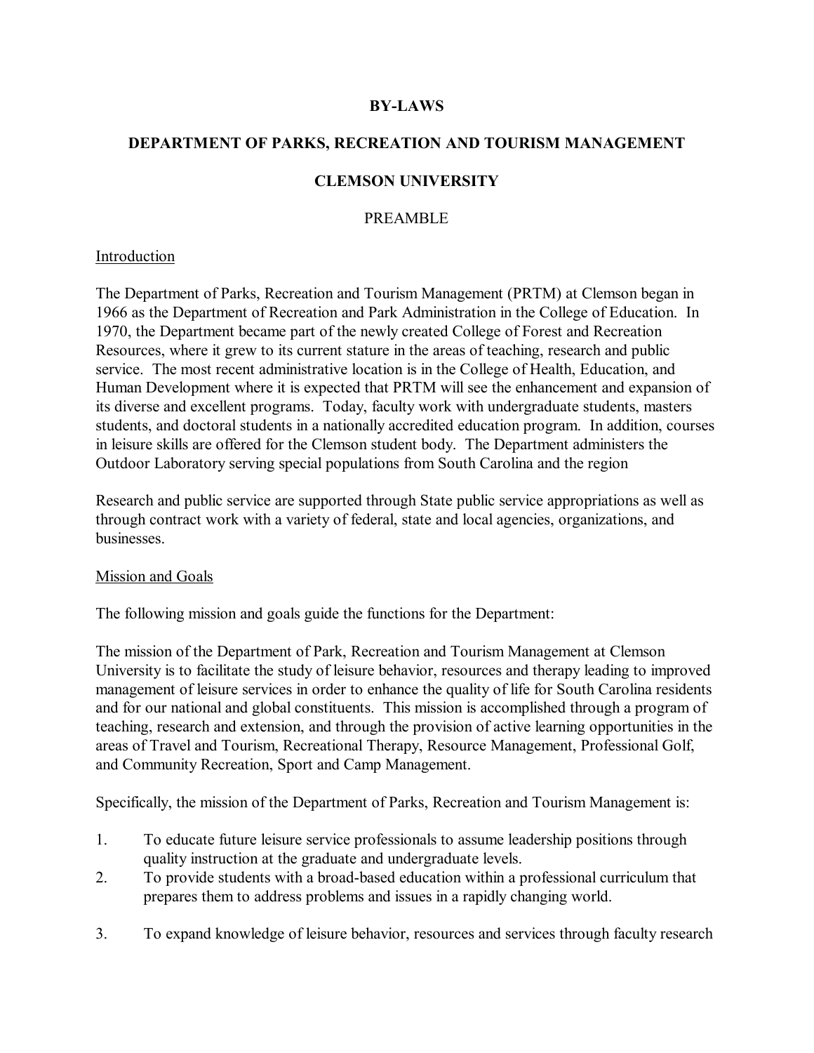# BY-LAWS

# DEPARTMENT OF PARKS, RECREATION AND TOURISM MANAGEMENT

# CLEMSON UNIVERSITY

## PREAMBLE

### Introduction

The Department of Parks, Recreation and Tourism Management (PRTM) at Clemson began in 1966 as the Department of Recreation and Park Administration in the College of Education. In 1970, the Department became part of the newly created College of Forest and Recreation Resources, where it grew to its current stature in the areas of teaching, research and public service. The most recent administrative location is in the College of Health, Education, and Human Development where it is expected that PRTM will see the enhancement and expansion of its diverse and excellent programs. Today, faculty work with undergraduate students, masters students, and doctoral students in a nationally accredited education program. In addition, courses in leisure skills are offered for the Clemson student body. The Department administers the Outdoor Laboratory serving special populations from South Carolina and the region

Research and public service are supported through State public service appropriations as well as through contract work with a variety of federal, state and local agencies, organizations, and businesses.

### Mission and Goals

The following mission and goals guide the functions for the Department:

The mission of the Department of Park, Recreation and Tourism Management at Clemson University is to facilitate the study of leisure behavior, resources and therapy leading to improved management of leisure services in order to enhance the quality of life for South Carolina residents and for our national and global constituents. This mission is accomplished through a program of teaching, research and extension, and through the provision of active learning opportunities in the areas of Travel and Tourism, Recreational Therapy, Resource Management, Professional Golf, and Community Recreation, Sport and Camp Management.

Specifically, the mission of the Department of Parks, Recreation and Tourism Management is:

1. To educate future leisure service professionals to assume leadership positions through quality instruction at the graduate and undergraduate levels.
2. To provide students with a broad-based education within a professional curriculum that prepares them to address problems and issues in a rapidly changing world.
3. To expand knowledge of leisure behavior, resources and services through faculty research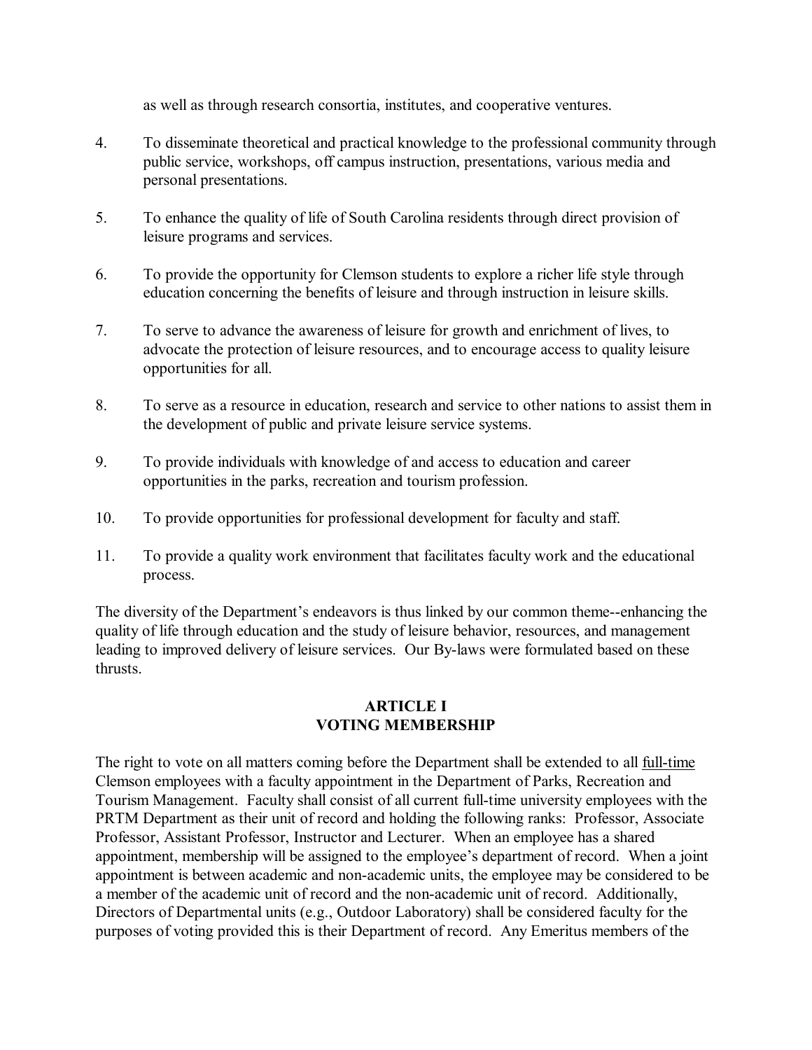as well as through research consortia, institutes, and cooperative ventures.

4. To disseminate theoretical and practical knowledge to the professional community through public service, workshops, off campus instruction, presentations, various media and personal presentations.

5. To enhance the quality of life of South Carolina residents through direct provision of leisure programs and services.

6. To provide the opportunity for Clemson students to explore a richer life style through education concerning the benefits of leisure and through instruction in leisure skills.

7. To serve to advance the awareness of leisure for growth and enrichment of lives, to advocate the protection of leisure resources, and to encourage access to quality leisure opportunities for all.

8. To serve as a resource in education, research and service to other nations to assist them in the development of public and private leisure service systems.

9. To provide individuals with knowledge of and access to education and career opportunities in the parks, recreation and tourism profession.

10. To provide opportunities for professional development for faculty and staff.

11. To provide a quality work environment that facilitates faculty work and the educational process.

The diversity of the Department's endeavors is thus linked by our common theme--enhancing the quality of life through education and the study of leisure behavior, resources, and management leading to improved delivery of leisure services. Our By-laws were formulated based on these thrusts.

## ARTICLE I
## VOTING MEMBERSHIP

The right to vote on all matters coming before the Department shall be extended to all <u>full-time</u> Clemson employees with a faculty appointment in the Department of Parks, Recreation and Tourism Management. Faculty shall consist of all current full-time university employees with the PRTM Department as their unit of record and holding the following ranks: Professor, Associate Professor, Assistant Professor, Instructor and Lecturer. When an employee has a shared appointment, membership will be assigned to the employee's department of record. When a joint appointment is between academic and non-academic units, the employee may be considered to be a member of the academic unit of record and the non-academic unit of record. Additionally, Directors of Departmental units (e.g., Outdoor Laboratory) shall be considered faculty for the purposes of voting provided this is their Department of record. Any Emeritus members of the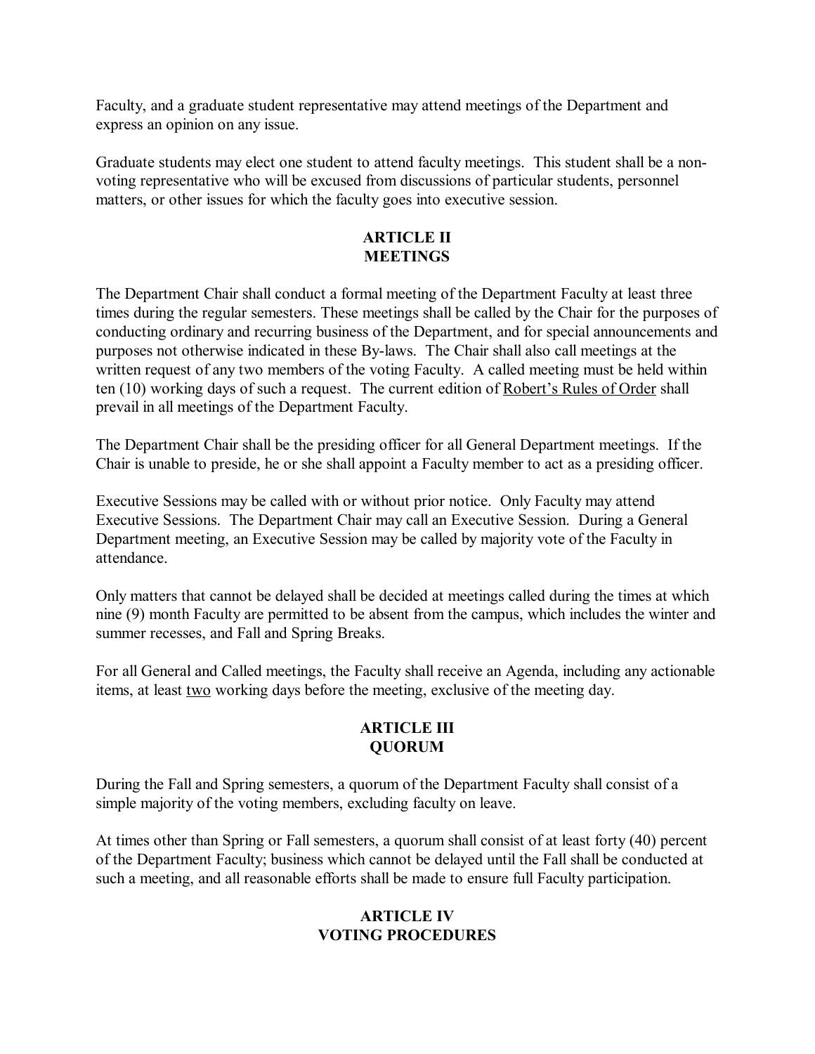Faculty, and a graduate student representative may attend meetings of the Department and express an opinion on any issue.

Graduate students may elect one student to attend faculty meetings. This student shall be a non-voting representative who will be excused from discussions of particular students, personnel matters, or other issues for which the faculty goes into executive session.

## ARTICLE II
## MEETINGS

The Department Chair shall conduct a formal meeting of the Department Faculty at least three times during the regular semesters. These meetings shall be called by the Chair for the purposes of conducting ordinary and recurring business of the Department, and for special announcements and purposes not otherwise indicated in these By-laws. The Chair shall also call meetings at the written request of any two members of the voting Faculty. A called meeting must be held within ten (10) working days of such a request. The current edition of Robert's Rules of Order shall prevail in all meetings of the Department Faculty.

The Department Chair shall be the presiding officer for all General Department meetings. If the Chair is unable to preside, he or she shall appoint a Faculty member to act as a presiding officer.

Executive Sessions may be called with or without prior notice. Only Faculty may attend Executive Sessions. The Department Chair may call an Executive Session. During a General Department meeting, an Executive Session may be called by majority vote of the Faculty in attendance.

Only matters that cannot be delayed shall be decided at meetings called during the times at which nine (9) month Faculty are permitted to be absent from the campus, which includes the winter and summer recesses, and Fall and Spring Breaks.

For all General and Called meetings, the Faculty shall receive an Agenda, including any actionable items, at least two working days before the meeting, exclusive of the meeting day.

## ARTICLE III
## QUORUM

During the Fall and Spring semesters, a quorum of the Department Faculty shall consist of a simple majority of the voting members, excluding faculty on leave.

At times other than Spring or Fall semesters, a quorum shall consist of at least forty (40) percent of the Department Faculty; business which cannot be delayed until the Fall shall be conducted at such a meeting, and all reasonable efforts shall be made to ensure full Faculty participation.

## ARTICLE IV
## VOTING PROCEDURES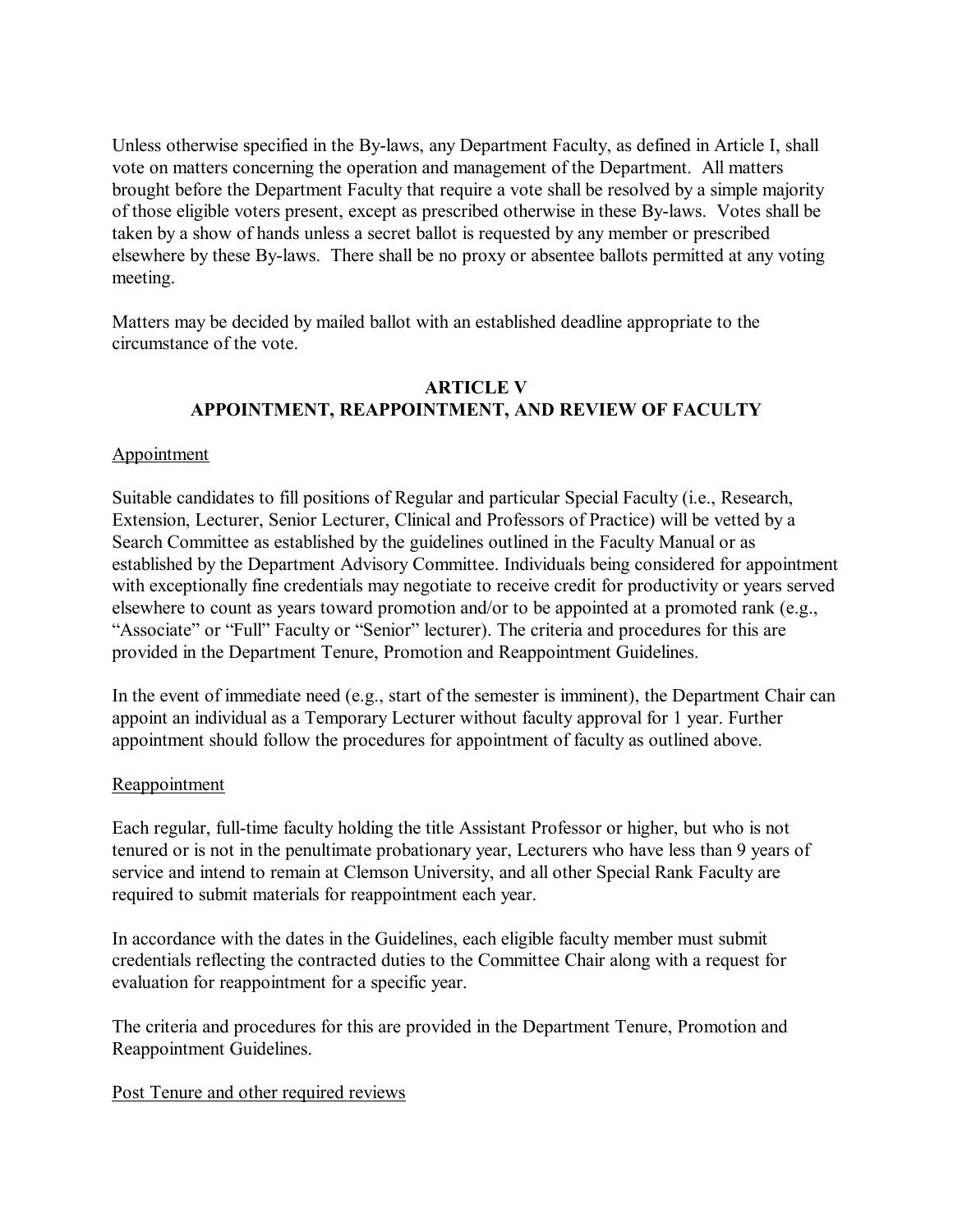Unless otherwise specified in the By-laws, any Department Faculty, as defined in Article I, shall vote on matters concerning the operation and management of the Department. All matters brought before the Department Faculty that require a vote shall be resolved by a simple majority of those eligible voters present, except as prescribed otherwise in these By-laws. Votes shall be taken by a show of hands unless a secret ballot is requested by any member or prescribed elsewhere by these By-laws. There shall no proxy or absentee ballots permitted at any voting meeting.

Matters may be decided by mailed ballot with an established deadline appropriate to the circumstance of the vote.

## ARTICLE V
## APPOINTMENT, REAPPOINTMENT, AND REVIEW OF FACULTY

Appointment

Suitable candidates to fill positions of Regular and particular Special Faculty (i.e., Research, Extension, Lecturer, Senior Lecturer, Clinical and Professors of Practice) will be vetted by a Search Committee as established by the guidelines outlined in the Faculty Manual or as established by the Department Advisory Committee. Individuals being considered for appointment with exceptionally fine credentials may negotiate to receive credit for productivity or years served elsewhere to count as years toward promotion and/or to be appointed at a promoted rank (e.g., "Associate" or "Full" Faculty or "Senior" lecturer). The criteria and procedures for this are provided in the Department Tenure, Promotion and Reappointment Guidelines.

In the event of immediate need (e.g., start of the semester is imminent), the Department Chair can appoint an individual as a Temporary Lecturer without faculty approval for 1 year. Further appointment should follow the procedures for appointment of faculty as outlined above.

Reappointment

Each regular, full-time faculty holding the title Assistant Professor or higher, but who is not tenured or is not in the penultimate probationary year, Lecturers who have less than 9 years of service and intend to remain at Clemson University, and all other Special Rank Faculty are required to submit materials for reappointment each year.

In accordance with the dates in the Guidelines, each eligible faculty member must submit credentials reflecting the contracted duties to the Committee Chair along with a request for evaluation for reappointment for a specific year.

The criteria and procedures for this are provided in the Department Tenure, Promotion and Reappointment Guidelines.

Post Tenure and other required reviews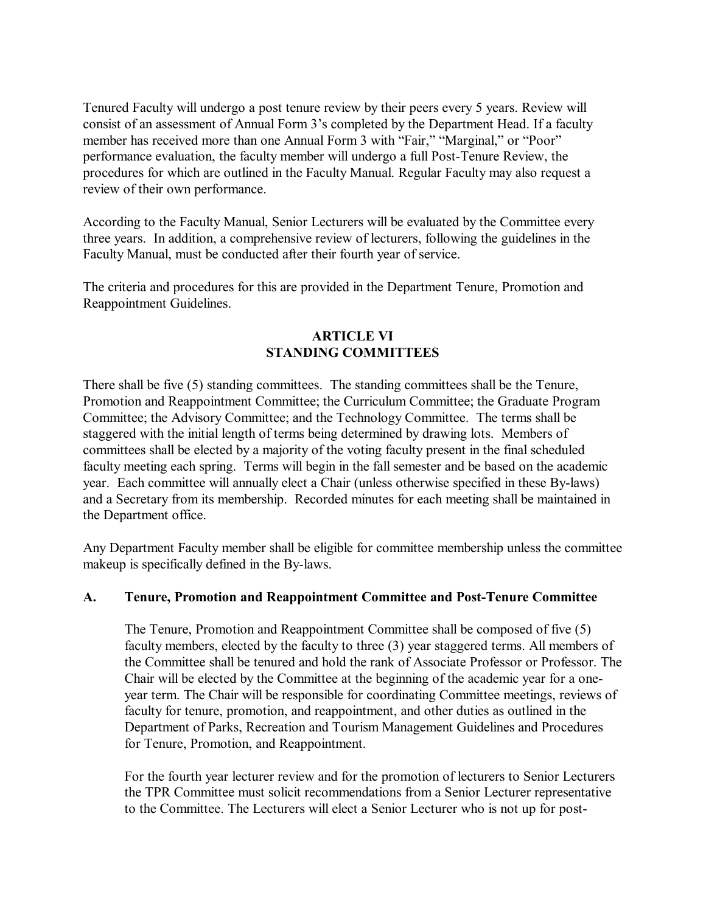Tenured Faculty will undergo a post tenure review by their peers every 5 years. Review will consist of an assessment of Annual Form 3's completed by the Department Head. If a faculty member has received more than one Annual Form 3 with "Fair," "Marginal," or "Poor" performance evaluation, the faculty member will undergo a full Post-Tenure Review, the procedures for which are outlined in the Faculty Manual. Regular Faculty may also request a review of their own performance.

According to the Faculty Manual, Senior Lecturers will be evaluated by the Committee every three years. In addition, a comprehensive review of lecturers, following the guidelines in the Faculty Manual, must be conducted after their fourth year of service.

The criteria and procedures for this are provided in the Department Tenure, Promotion and Reappointment Guidelines.

## ARTICLE VI
## STANDING COMMITTEES

There shall be five (5) standing committees. The standing committees shall be the Tenure, Promotion and Reappointment Committee; the Curriculum Committee; the Graduate Program Committee; the Advisory Committee; and the Technology Committee. The terms shall be staggered with the initial length of terms being determined by drawing lots. Members of committees shall be elected by a majority of the voting faculty present in the final scheduled faculty meeting each spring. Terms will begin in the fall semester and be based on the academic year. Each committee will annually elect a Chair (unless otherwise specified in these By-laws) and a Secretary from its membership. Recorded minutes for each meeting shall be maintained in the Department office.

Any Department Faculty member shall be eligible for committee membership unless the committee makeup is specifically defined in the By-laws.

### A. Tenure, Promotion and Reappointment Committee and Post-Tenure Committee

The Tenure, Promotion and Reappointment Committee shall be composed of five (5) faculty members, elected by the faculty to three (3) year staggered terms. All members of the Committee shall be tenured and hold the rank of Associate Professor or Professor. The Chair will be elected by the Committee at the beginning of the academic year for a one-year term. The Chair will be responsible for coordinating Committee meetings, reviews of faculty for tenure, promotion, and reappointment, and other duties as outlined in the Department of Parks, Recreation and Tourism Management Guidelines and Procedures for Tenure, Promotion, and Reappointment.

For the fourth year lecturer review and for the promotion of lecturers to Senior Lecturers the TPR Committee must solicit recommendations from a Senior Lecturer representative to the Committee. The Lecturers will elect a Senior Lecturer who is not up for post-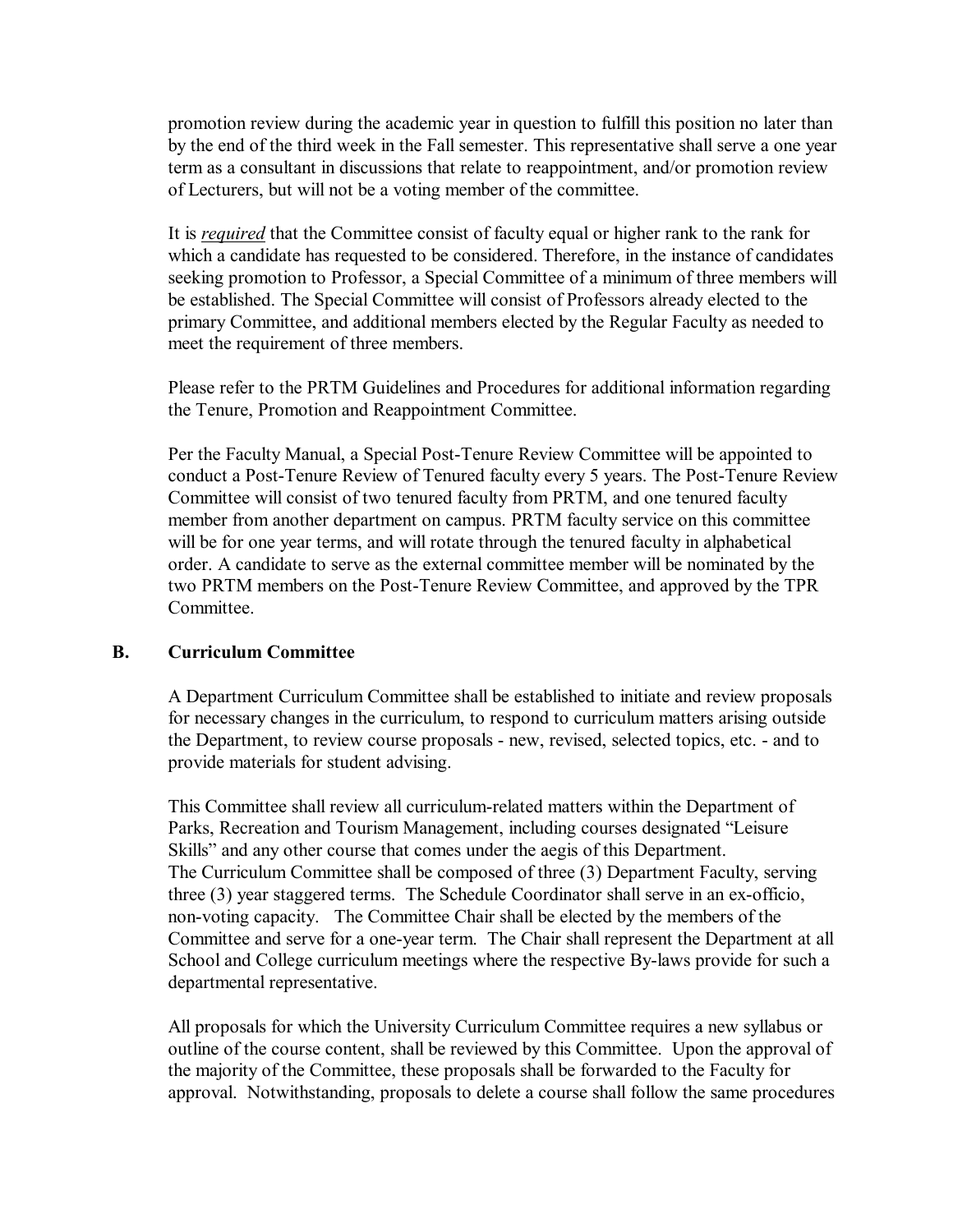promotion review during the academic year in question to fulfill this position no later than by the end of the third week in the Fall semester. This representative shall serve a one year term as a consultant in discussions that relate to reappointment, and/or promotion review of Lecturers, but will not be a voting member of the committee.

It is ***required*** that the Committee consist of faculty equal or higher rank to the rank for which a candidate has requested to be considered. Therefore, in the instance of candidates seeking promotion to Professor, a Special Committee of a minimum of three members will be established. The Special Committee will consist of Professors already elected to the primary Committee, and additional members elected by the Regular Faculty as needed to meet the requirement of three members.

Please refer to the PRTM Guidelines and Procedures for additional information regarding the Tenure, Promotion and Reappointment Committee.

Per the Faculty Manual, a Special Post-Tenure Review Committee will be appointed to conduct a Post-Tenure Review of Tenured faculty every 5 years. The Post-Tenure Review Committee will consist of two tenured faculty from PRTM, and one tenured faculty member from another department on campus. PRTM faculty service on this committee will be for one year terms, and will rotate through the tenured faculty in alphabetical order. A candidate to serve as the external committee member will be nominated by the two PRTM members on the Post-Tenure Review Committee, and approved by the TPR Committee.

## B. Curriculum Committee

A Department Curriculum Committee shall be established to initiate and review proposals for necessary changes in the curriculum, to respond to curriculum matters arising outside the Department, to review course proposals - new, revised, selected topics, etc. - and to provide materials for student advising.

This Committee shall review all curriculum-related matters within the Department of Parks, Recreation and Tourism Management, including courses designated "Leisure Skills" and any other course that comes under the aegis of this Department.
The Curriculum Committee shall be composed of three (3) Department Faculty, serving three (3) year staggered terms. The Schedule Coordinator shall serve in an ex-officio, non-voting capacity. The Committee Chair shall be elected by the members of the Committee and serve for a one-year term. The Chair shall represent the Department at all School and College curriculum meetings where the respective By-laws provide for such a departmental representative.

All proposals for which the University Curriculum Committee requires a new syllabus or outline of the course content, shall be reviewed by this Committee. Upon the approval of the majority of the Committee, these proposals shall be forwarded to the Faculty for approval. Notwithstanding, proposals to delete a course shall follow the same procedures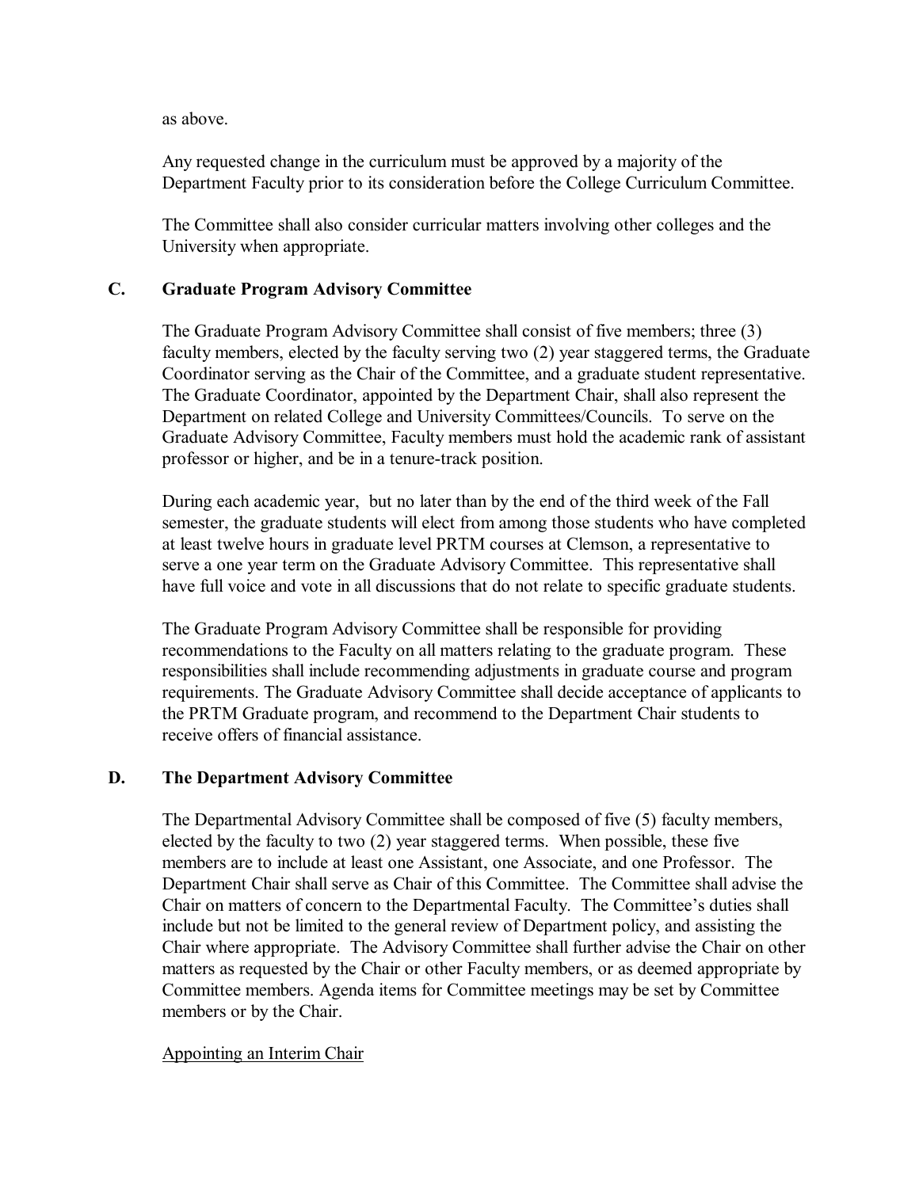as above.

Any requested change in the curriculum must be approved by a majority of the Department Faculty prior to its consideration before the College Curriculum Committee.

The Committee shall also consider curricular matters involving other colleges and the University when appropriate.

## C. Graduate Program Advisory Committee

The Graduate Program Advisory Committee shall consist of five members; three (3) faculty members, elected by the faculty serving two (2) year staggered terms, the Graduate Coordinator serving as the Chair of the Committee, and a graduate student representative. The Graduate Coordinator, appointed by the Department Chair, shall also represent the Department on related College and University Committees/Councils. To serve on the Graduate Advisory Committee, Faculty members must hold the academic rank of assistant professor or higher, and be in a tenure-track position.

During each academic year, but no later than by the end of the third week of the Fall semester, the graduate students will elect from among those students who have completed at least twelve hours in graduate level PRTM courses at Clemson, a representative to serve a one year term on the Graduate Advisory Committee. This representative shall have full voice and vote in all discussions that do not relate to specific graduate students.

The Graduate Program Advisory Committee shall be responsible for providing recommendations to the Faculty on all matters relating to the graduate program. These responsibilities shall include recommending adjustments in graduate course and program requirements. The Graduate Advisory Committee shall decide acceptance of applicants to the PRTM Graduate program, and recommend to the Department Chair students to receive offers of financial assistance.

## D. The Department Advisory Committee

The Departmental Advisory Committee shall be composed of five (5) faculty members, elected by the faculty to two (2) year staggered terms. When possible, these five members are to include at least one Assistant, one Associate, and one Professor. The Department Chair shall serve as Chair of this Committee. The Committee shall advise the Chair on matters of concern to the Departmental Faculty. The Committee's duties shall include but not be limited to the general review of Department policy, and assisting the Chair where appropriate. The Advisory Committee shall further advise the Chair on other matters as requested by the Chair or other Faculty members, or as deemed appropriate by Committee members. Agenda items for Committee meetings may be set by Committee members or by the Chair.

Appointing an Interim Chair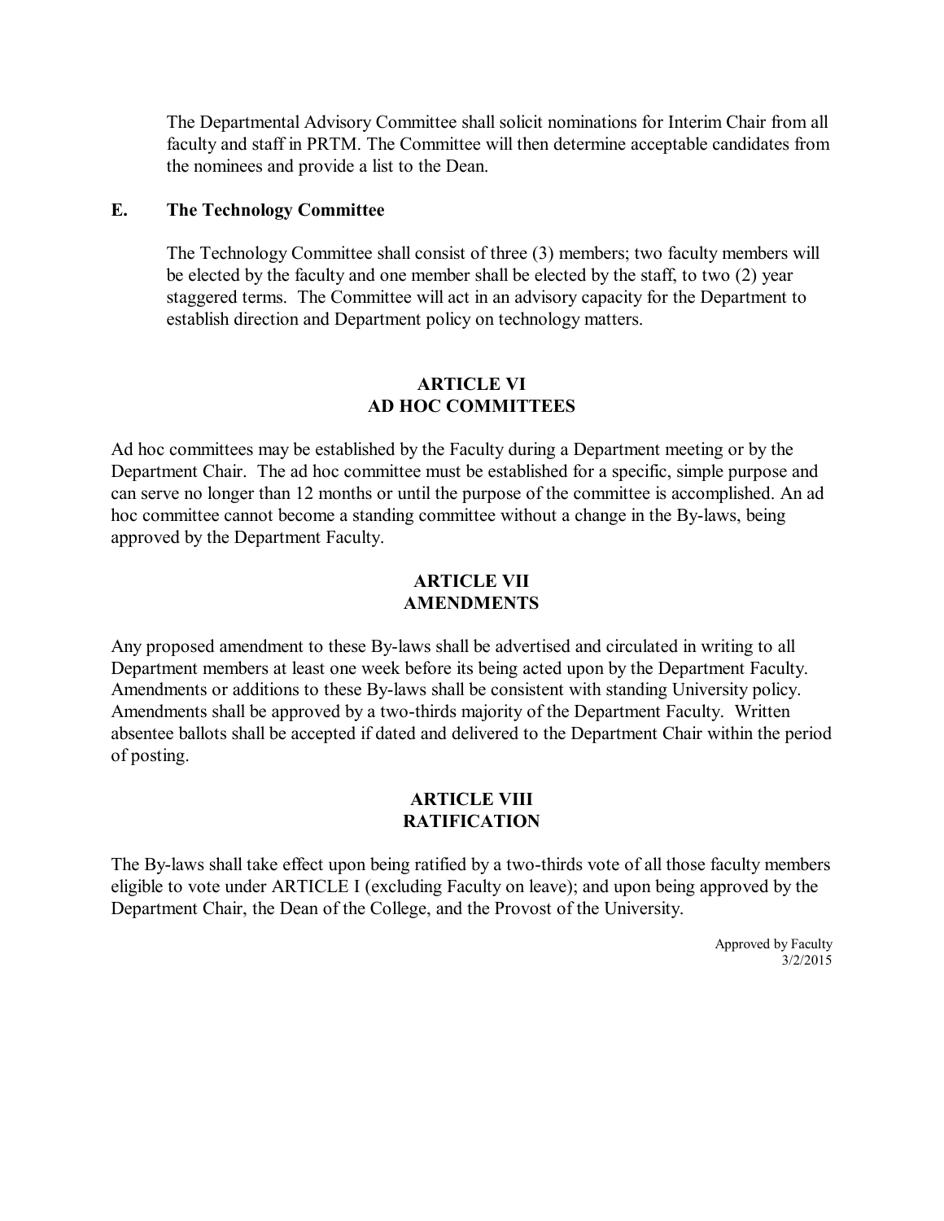The Departmental Advisory Committee shall solicit nominations for Interim Chair from all faculty and staff in PRTM. The Committee will then determine acceptable candidates from the nominees and provide a list to the Dean.

### E. The Technology Committee

The Technology Committee shall consist of three (3) members; two faculty members will be elected by the faculty and one member shall be elected by the staff, to two (2) year staggered terms. The Committee will act in an advisory capacity for the Department to establish direction and Department policy on technology matters.

## ARTICLE VI
## AD HOC COMMITTEES

Ad hoc committees may be established by the Faculty during a Department meeting or by the Department Chair. The ad hoc committee must be established for a specific, simple purpose and can serve no longer than 12 months or until the purpose of the committee is accomplished. An ad hoc committee cannot become a standing committee without a change in the By-laws, being approved by the Department Faculty.

## ARTICLE VII
## AMENDMENTS

Any proposed amendment to these By-laws shall be advertised and circulated in writing to all Department members at least one week before its being acted upon by the Department Faculty. Amendments or additions to these By-laws shall be consistent with standing University policy. Amendments shall be approved by a two-thirds majority of the Department Faculty. Written absentee ballots shall be accepted if dated and delivered to the Department Chair within the period of posting.

## ARTICLE VIII
## RATIFICATION

The By-laws shall take effect upon being ratified by a two-thirds vote of all those faculty members eligible to vote under ARTICLE I (excluding Faculty on leave); and upon being approved by the Department Chair, the Dean of the College, and the Provost of the University.

Approved by Faculty
3/2/2015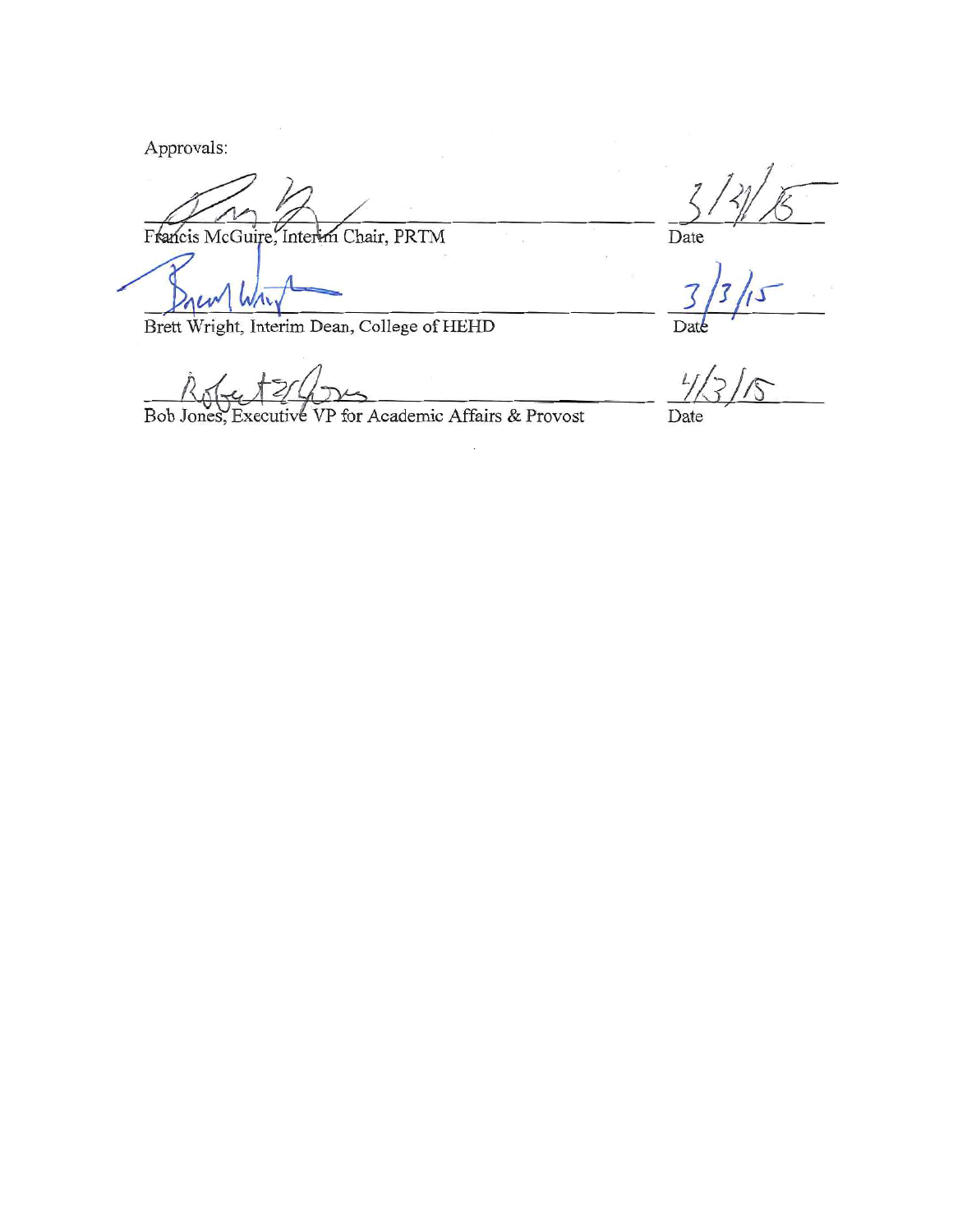Approvals:

Francis McGuire, Interim Chair, PRTM — Date: 3/31/15

Brett Wright, Interim Dean, College of HEHD — Date: 3/3/15

Bob Jones, Executive VP for Academic Affairs & Provost — Date: 4/3/15